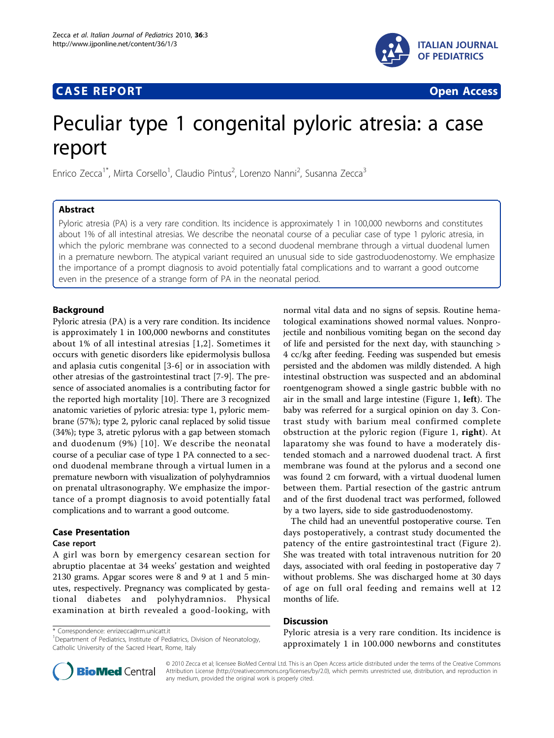CASE REPORT Open Access

# Peculiar type 1 congenital pyloric atresia: a case report

Enrico Zecca[1*], Mirta Corsello[1], Claudio Pintus[2], Lorenzo Nanni[2], Susanna Zecca[3]

## Abstract

Pyloric atresia (PA) is a very rare condition. Its incidence is approximately 1 in 100,000 newborns and constitutes about 1% of all intestinal atresias. We describe the neonatal course of a peculiar case of type 1 pyloric atresia, in which the pyloric membrane was connected to a second duodenal membrane through a virtual duodenal lumen in a premature newborn. The atypical variant required an unusual side to side gastroduodenostomy. We emphasize the importance of a prompt diagnosis to avoid potentially fatal complications and to warrant a good outcome even in the presence of a strange form of PA in the neonatal period.

## Background

Pyloric atresia (PA) is a very rare condition. Its incidence is approximately 1 in 100,000 newborns and constitutes about 1% of all intestinal atresias [1,2]. Sometimes it occurs with genetic disorders like epidermolysis bullosa and aplasia cutis congenital [3-6] or in association with other atresias of the gastrointestinal tract [7-9]. The presence of associated anomalies is a contributing factor for the reported high mortality [10]. There are 3 recognized anatomic varieties of pyloric atresia: type 1, pyloric membrane (57%); type 2, pyloric canal replaced by solid tissue (34%); type 3, atretic pylorus with a gap between stomach and duodenum (9%) [10]. We describe the neonatal course of a peculiar case of type 1 PA connected to a second duodenal membrane through a virtual lumen in a premature newborn with visualization of polyhydramnios on prenatal ultrasonography. We emphasize the importance of a prompt diagnosis to avoid potentially fatal complications and to warrant a good outcome.

## Case Presentation

### Case report

A girl was born by emergency cesarean section for abruptio placentae at 34 weeks' gestation and weighted 2130 grams. Apgar scores were 8 and 9 at 1 and 5 minutes, respectively. Pregnancy was complicated by gestational diabetes and polyhydramnios. Physical examination at birth revealed a good-looking, with normal vital data and no signs of sepsis. Routine hematological examinations showed normal values. Nonprojectile and nonbilious vomiting began on the second day of life and persisted for the next day, with staunching > 4 cc/kg after feeding. Feeding was suspended but emesis persisted and the abdomen was mildly distended. A high intestinal obstruction was suspected and an abdominal roentgenogram showed a single gastric bubble with no air in the small and large intestine (Figure 1, **left**). The baby was referred for a surgical opinion on day 3. Contrast study with barium meal confirmed complete obstruction at the pyloric region (Figure 1, **right**). At laparatomy she was found to have a moderately distended stomach and a narrowed duodenal tract. A first membrane was found at the pylorus and a second one was found 2 cm forward, with a virtual duodenal lumen between them. Partial resection of the gastric antrum and of the first duodenal tract was performed, followed by a two layers, side to side gastroduodenostomy.

The child had an uneventful postoperative course. Ten days postoperatively, a contrast study documented the patency of the entire gastrointestinal tract (Figure 2). She was treated with total intravenous nutrition for 20 days, associated with oral feeding in postoperative day 7 without problems. She was discharged home at 30 days of age on full oral feeding and remains well at 12 months of life.

## Discussion

Pyloric atresia is a very rare condition. Its incidence is approximately 1 in 100.000 newborns and constitutes

\* Correspondence: enrizecca@rm.unicatt.it

[1]Department of Pediatrics, Institute of Pediatrics, Division of Neonatology, Catholic University of the Sacred Heart, Rome, Italy

© 2010 Zecca et al; licensee BioMed Central Ltd. This is an Open Access article distributed under the terms of the Creative Commons Attribution License (http://creativecommons.org/licenses/by/2.0), which permits unrestricted use, distribution, and reproduction in any medium, provided the original work is properly cited.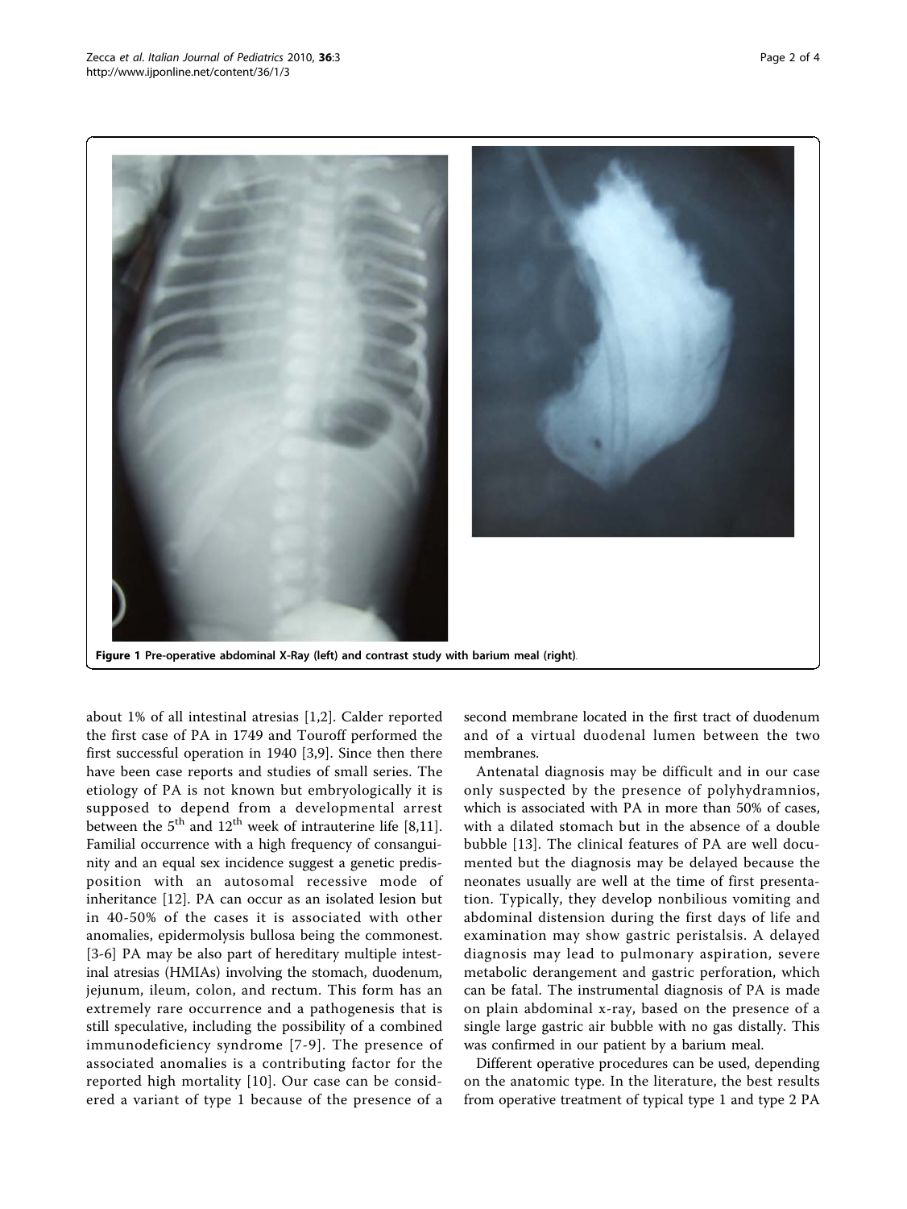Figure 1 Pre-operative abdominal X-Ray (left) and contrast study with barium meal (right).

about 1% of all intestinal atresias [1,2]. Calder reported the first case of PA in 1749 and Touroff performed the first successful operation in 1940 [3,9]. Since then there have been case reports and studies of small series. The etiology of PA is not known but embryologically it is supposed to depend from a developmental arrest between the 5[th] and 12[th] week of intrauterine life [8,11]. Familial occurrence with a high frequency of consanguinity and an equal sex incidence suggest a genetic predisposition with an autosomal recessive mode of inheritance [12]. PA can occur as an isolated lesion but in 40-50% of the cases it is associated with other anomalies, epidermolysis bullosa being the commonest. [3-6] PA may be also part of hereditary multiple intestinal atresias (HMIAs) involving the stomach, duodenum, jejunum, ileum, colon, and rectum. This form has an extremely rare occurrence and a pathogenesis that is still speculative, including the possibility of a combined immunodeficiency syndrome [7-9]. The presence of associated anomalies is a contributing factor for the reported high mortality [10]. Our case can be considered a variant of type 1 because of the presence of a second membrane located in the first tract of duodenum and of a virtual duodenal lumen between the two membranes.

Antenatal diagnosis may be difficult and in our case only suspected by the presence of polyhydramnios, which is associated with PA in more than 50% of cases, with a dilated stomach but in the absence of a double bubble [13]. The clinical features of PA are well documented but the diagnosis may be delayed because the neonates usually are well at the time of first presentation. Typically, they develop nonbilious vomiting and abdominal distension during the first days of life and examination may show gastric peristalsis. A delayed diagnosis may lead to pulmonary aspiration, severe metabolic derangement and gastric perforation, which can be fatal. The instrumental diagnosis of PA is made on plain abdominal x-ray, based on the presence of a single large gastric air bubble with no gas distally. This was confirmed in our patient by a barium meal.

Different operative procedures can be used, depending on the anatomic type. In the literature, the best results from operative treatment of typical type 1 and type 2 PA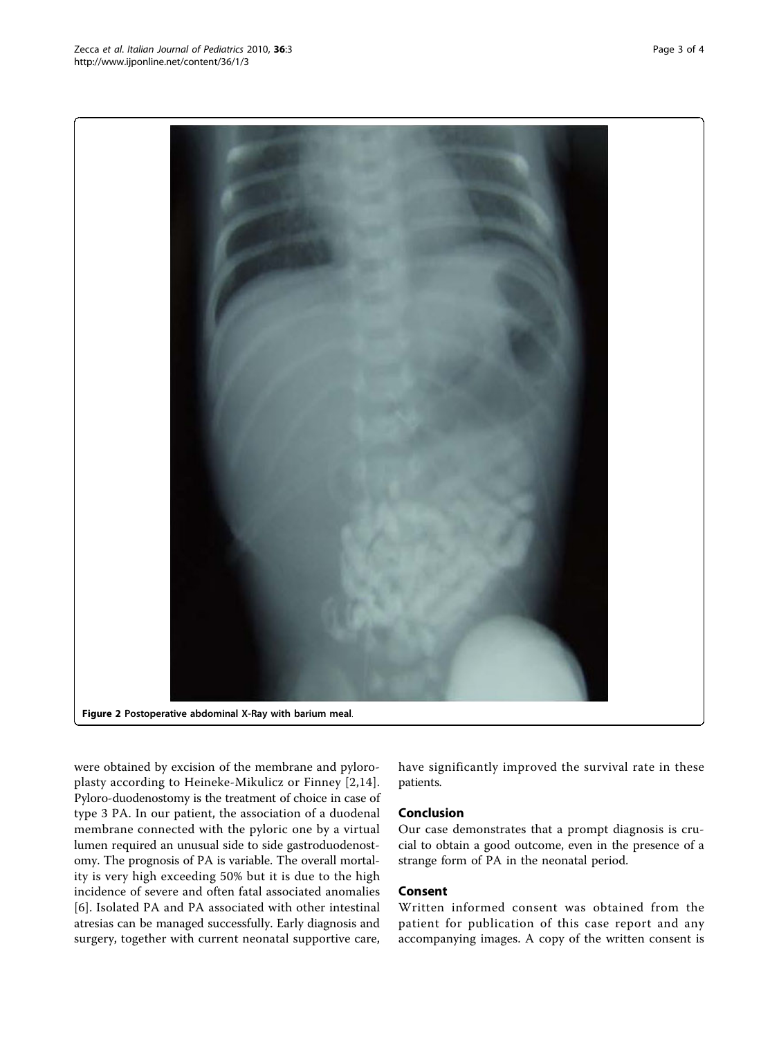Figure 2 Postoperative abdominal X-Ray with barium meal.

were obtained by excision of the membrane and pyloroplasty according to Heineke-Mikulicz or Finney [2,14]. Pyloro-duodenostomy is the treatment of choice in case of type 3 PA. In our patient, the association of a duodenal membrane connected with the pyloric one by a virtual lumen required an unusual side to side gastroduodenostomy. The prognosis of PA is variable. The overall mortality is very high exceeding 50% but it is due to the high incidence of severe and often fatal associated anomalies [6]. Isolated PA and PA associated with other intestinal atresias can be managed successfully. Early diagnosis and surgery, together with current neonatal supportive care, have significantly improved the survival rate in these patients.

## Conclusion

Our case demonstrates that a prompt diagnosis is crucial to obtain a good outcome, even in the presence of a strange form of PA in the neonatal period.

## Consent

Written informed consent was obtained from the patient for publication of this case report and any accompanying images. A copy of the written consent is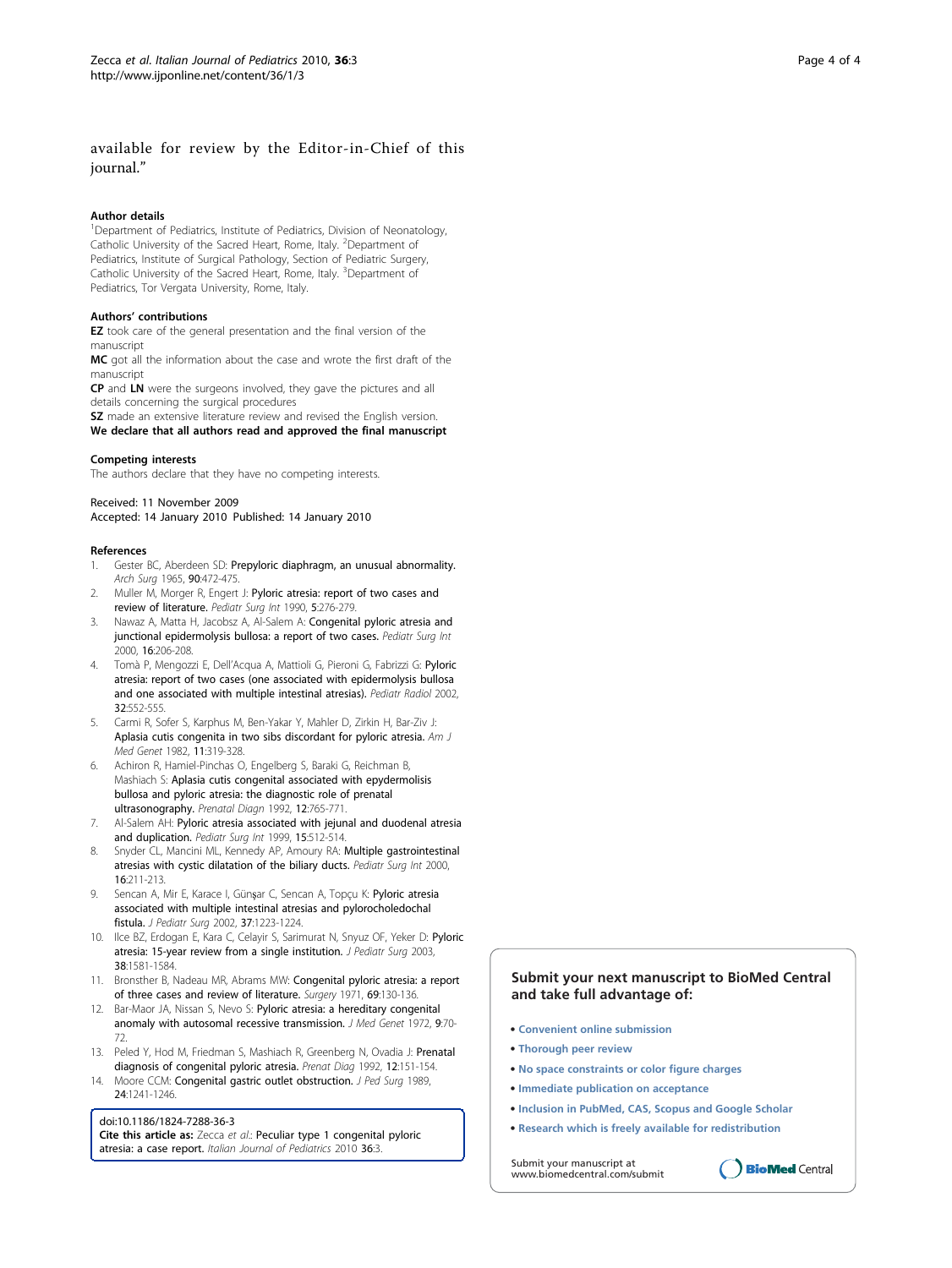available for review by the Editor-in-Chief of this journal."

### Author details

[1]Department of Pediatrics, Institute of Pediatrics, Division of Neonatology, Catholic University of the Sacred Heart, Rome, Italy. [2]Department of Pediatrics, Institute of Surgical Pathology, Section of Pediatric Surgery, Catholic University of the Sacred Heart, Rome, Italy. [3]Department of Pediatrics, Tor Vergata University, Rome, Italy.

### Authors' contributions

**EZ** took care of the general presentation and the final version of the manuscript

**MC** got all the information about the case and wrote the first draft of the manuscript

**CP** and **LN** were the surgeons involved, they gave the pictures and all details concerning the surgical procedures

**SZ** made an extensive literature review and revised the English version.

**We declare that all authors read and approved the final manuscript**

### Competing interests

The authors declare that they have no competing interests.

Received: 11 November 2009
Accepted: 14 January 2010 Published: 14 January 2010

### References

1. Gester BC, Aberdeen SD: **Prepyloric diaphragm, an unusual abnormality.** *Arch Surg* 1965, **90**:472-475.
2. Muller M, Morger R, Engert J: **Pyloric atresia: report of two cases and review of literature.** *Pediatr Surg Int* 1990, **5**:276-279.
3. Nawaz A, Matta H, Jacobsz A, Al-Salem A: **Congenital pyloric atresia and junctional epidermolysis bullosa: a report of two cases.** *Pediatr Surg Int* 2000, **16**:206-208.
4. Tomà P, Mengozzi E, Dell'Acqua A, Mattioli G, Pieroni G, Fabrizzi G: **Pyloric atresia: report of two cases (one associated with epidermolysis bullosa and one associated with multiple intestinal atresias).** *Pediatr Radiol* 2002, **32**:552-555.
5. Carmi R, Sofer S, Karphus M, Ben-Yakar Y, Mahler D, Zirkin H, Bar-Ziv J: **Aplasia cutis congenita in two sibs discordant for pyloric atresia.** *Am J Med Genet* 1982, **11**:319-328.
6. Achiron R, Hamiel-Pinchas O, Engelberg S, Baraki G, Reichman B, Mashiach S: **Aplasia cutis congenital associated with epydermolisis bullosa and pyloric atresia: the diagnostic role of prenatal ultrasonography.** *Prenatal Diagn* 1992, **12**:765-771.
7. Al-Salem AH: **Pyloric atresia associated with jejunal and duodenal atresia and duplication.** *Pediatr Surg Int* 1999, **15**:512-514.
8. Snyder CL, Mancini ML, Kennedy AP, Amoury RA: **Multiple gastrointestinal atresias with cystic dilatation of the biliary ducts.** *Pediatr Surg Int* 2000, **16**:211-213.
9. Sencan A, Mir E, Karace I, Günşar C, Sencan A, Topçu K: **Pyloric atresia associated with multiple intestinal atresias and pylorocholedochal fistula.** *J Pediatr Surg* 2002, **37**:1223-1224.
10. Ilce BZ, Erdogan E, Kara C, Celayir S, Sarimurat N, Snyuz OF, Yeker D: **Pyloric atresia: 15-year review from a single institution.** *J Pediatr Surg* 2003, **38**:1581-1584.
11. Bronsther B, Nadeau MR, Abrams MW: **Congenital pyloric atresia: a report of three cases and review of literature.** *Surgery* 1971, **69**:130-136.
12. Bar-Maor JA, Nissan S, Nevo S: **Pyloric atresia: a hereditary congenital anomaly with autosomal recessive transmission.** *J Med Genet* 1972, **9**:70-72.
13. Peled Y, Hod M, Friedman S, Mashiach R, Greenberg N, Ovadia J: **Prenatal diagnosis of congenital pyloric atresia.** *Prenat Diag* 1992, **12**:151-154.
14. Moore CCM: **Congenital gastric outlet obstruction.** *J Ped Surg* 1989, **24**:1241-1246.

doi:10.1186/1824-7288-36-3
**Cite this article as:** Zecca *et al.*: Peculiar type 1 congenital pyloric atresia: a case report. *Italian Journal of Pediatrics* 2010 **36**:3.

**Submit your next manuscript to BioMed Central and take full advantage of:**

- Convenient online submission
- Thorough peer review
- No space constraints or color figure charges
- Immediate publication on acceptance
- Inclusion in PubMed, CAS, Scopus and Google Scholar
- Research which is freely available for redistribution

Submit your manuscript at www.biomedcentral.com/submit

BioMed Central